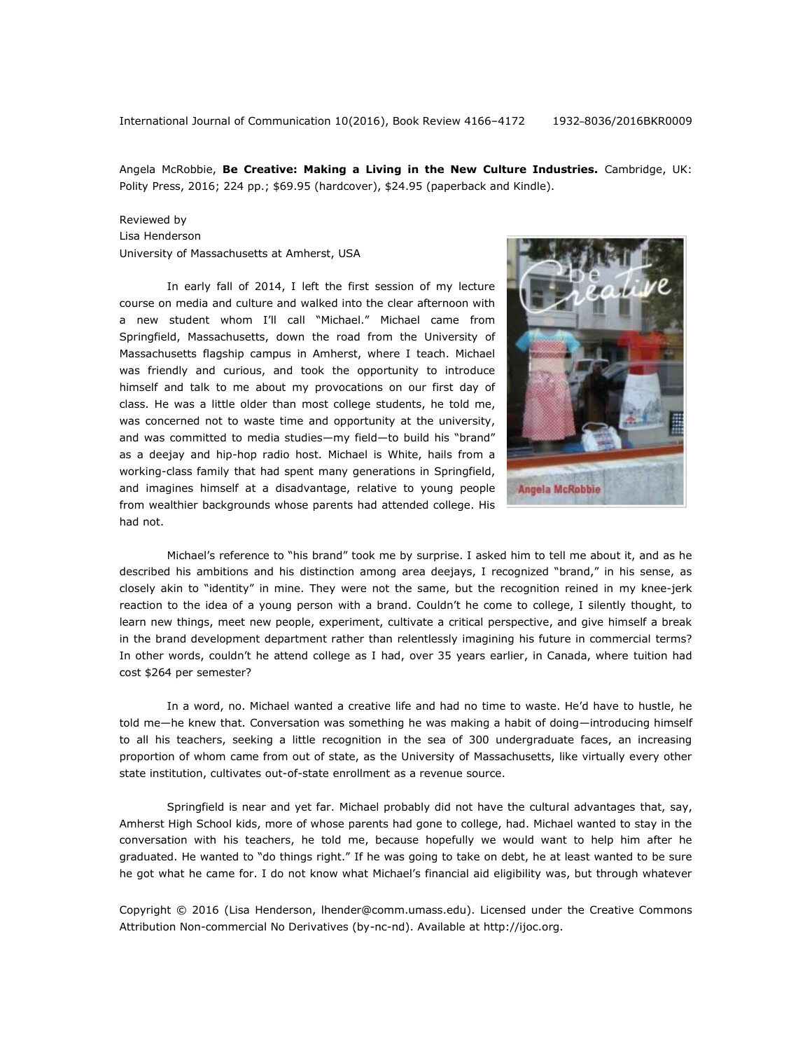Angela McRobbie, **Be Creative: Making a Living in the New Culture Industries.** Cambridge, UK: Polity Press, 2016; 224 pp.; $69.95 (hardcover), $24.95 (paperback and Kindle).

Reviewed by
Lisa Henderson
University of Massachusetts at Amherst, USA

In early fall of 2014, I left the first session of my lecture course on media and culture and walked into the clear afternoon with a new student whom I'll call "Michael." Michael came from Springfield, Massachusetts, down the road from the University of Massachusetts flagship campus in Amherst, where I teach. Michael was friendly and curious, and took the opportunity to introduce himself and talk to me about my provocations on our first day of class. He was a little older than most college students, he told me, was concerned not to waste time and opportunity at the university, and was committed to media studies—my field—to build his "brand" as a deejay and hip-hop radio host. Michael is White, hails from a working-class family that had spent many generations in Springfield, and imagines himself at a disadvantage, relative to young people from wealthier backgrounds whose parents had attended college. His had not.

Michael's reference to "his brand" took me by surprise. I asked him to tell me about it, and as he described his ambitions and his distinction among area deejays, I recognized "brand," in his sense, as closely akin to "identity" in mine. They were not the same, but the recognition reined in my knee-jerk reaction to the idea of a young person with a brand. Couldn't he come to college, I silently thought, to learn new things, meet new people, experiment, cultivate a critical perspective, and give himself a break in the brand development department rather than relentlessly imagining his future in commercial terms? In other words, couldn't he attend college as I had, over 35 years earlier, in Canada, where tuition had cost $264 per semester?

In a word, no. Michael wanted a creative life and had no time to waste. He'd have to hustle, he told me—he knew that. Conversation was something he was making a habit of doing—introducing himself to all his teachers, seeking a little recognition in the sea of 300 undergraduate faces, an increasing proportion of whom came from out of state, as the University of Massachusetts, like virtually every other state institution, cultivates out-of-state enrollment as a revenue source.

Springfield is near and yet far. Michael probably did not have the cultural advantages that, say, Amherst High School kids, more of whose parents had gone to college, had. Michael wanted to stay in the conversation with his teachers, he told me, because hopefully we would want to help him after he graduated. He wanted to "do things right." If he was going to take on debt, he at least wanted to be sure he got what he came for. I do not know what Michael's financial aid eligibility was, but through whatever

Copyright © 2016 (Lisa Henderson, lhender@comm.umass.edu). Licensed under the Creative Commons Attribution Non-commercial No Derivatives (by-nc-nd). Available at http://ijoc.org.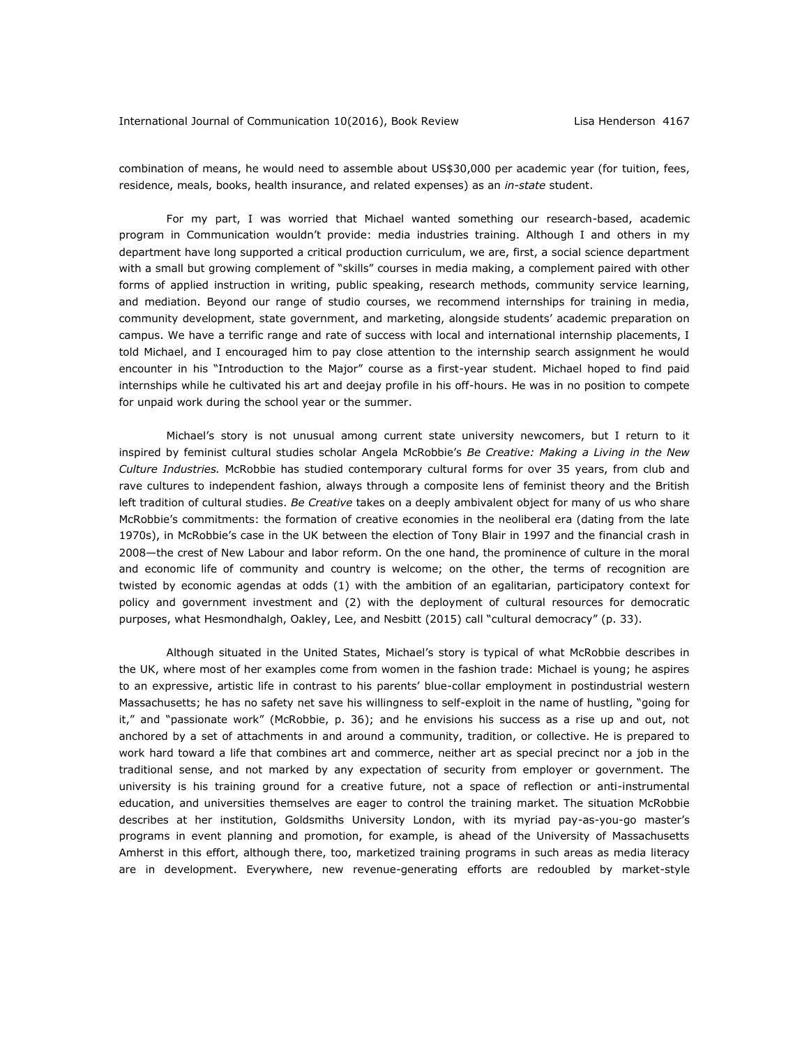combination of means, he would need to assemble about US$30,000 per academic year (for tuition, fees, residence, meals, books, health insurance, and related expenses) as an *in-state* student.

For my part, I was worried that Michael wanted something our research-based, academic program in Communication wouldn't provide: media industries training. Although I and others in my department have long supported a critical production curriculum, we are, first, a social science department with a small but growing complement of "skills" courses in media making, a complement paired with other forms of applied instruction in writing, public speaking, research methods, community service learning, and mediation. Beyond our range of studio courses, we recommend internships for training in media, community development, state government, and marketing, alongside students' academic preparation on campus. We have a terrific range and rate of success with local and international internship placements, I told Michael, and I encouraged him to pay close attention to the internship search assignment he would encounter in his "Introduction to the Major" course as a first-year student. Michael hoped to find paid internships while he cultivated his art and deejay profile in his off-hours. He was in no position to compete for unpaid work during the school year or the summer.

Michael's story is not unusual among current state university newcomers, but I return to it inspired by feminist cultural studies scholar Angela McRobbie's *Be Creative: Making a Living in the New Culture Industries.* McRobbie has studied contemporary cultural forms for over 35 years, from club and rave cultures to independent fashion, always through a composite lens of feminist theory and the British left tradition of cultural studies. *Be Creative* takes on a deeply ambivalent object for many of us who share McRobbie's commitments: the formation of creative economies in the neoliberal era (dating from the late 1970s), in McRobbie's case in the UK between the election of Tony Blair in 1997 and the financial crash in 2008—the crest of New Labour and labor reform. On the one hand, the prominence of culture in the moral and economic life of community and country is welcome; on the other, the terms of recognition are twisted by economic agendas at odds (1) with the ambition of an egalitarian, participatory context for policy and government investment and (2) with the deployment of cultural resources for democratic purposes, what Hesmondhalgh, Oakley, Lee, and Nesbitt (2015) call "cultural democracy" (p. 33).

Although situated in the United States, Michael's story is typical of what McRobbie describes in the UK, where most of her examples come from women in the fashion trade: Michael is young; he aspires to an expressive, artistic life in contrast to his parents' blue-collar employment in postindustrial western Massachusetts; he has no safety net save his willingness to self-exploit in the name of hustling, "going for it," and "passionate work" (McRobbie, p. 36); and he envisions his success as a rise up and out, not anchored by a set of attachments in and around a community, tradition, or collective. He is prepared to work hard toward a life that combines art and commerce, neither art as special precinct nor a job in the traditional sense, and not marked by any expectation of security from employer or government. The university is his training ground for a creative future, not a space of reflection or anti-instrumental education, and universities themselves are eager to control the training market. The situation McRobbie describes at her institution, Goldsmiths University London, with its myriad pay-as-you-go master's programs in event planning and promotion, for example, is ahead of the University of Massachusetts Amherst in this effort, although there, too, marketized training programs in such areas as media literacy are in development. Everywhere, new revenue-generating efforts are redoubled by market-style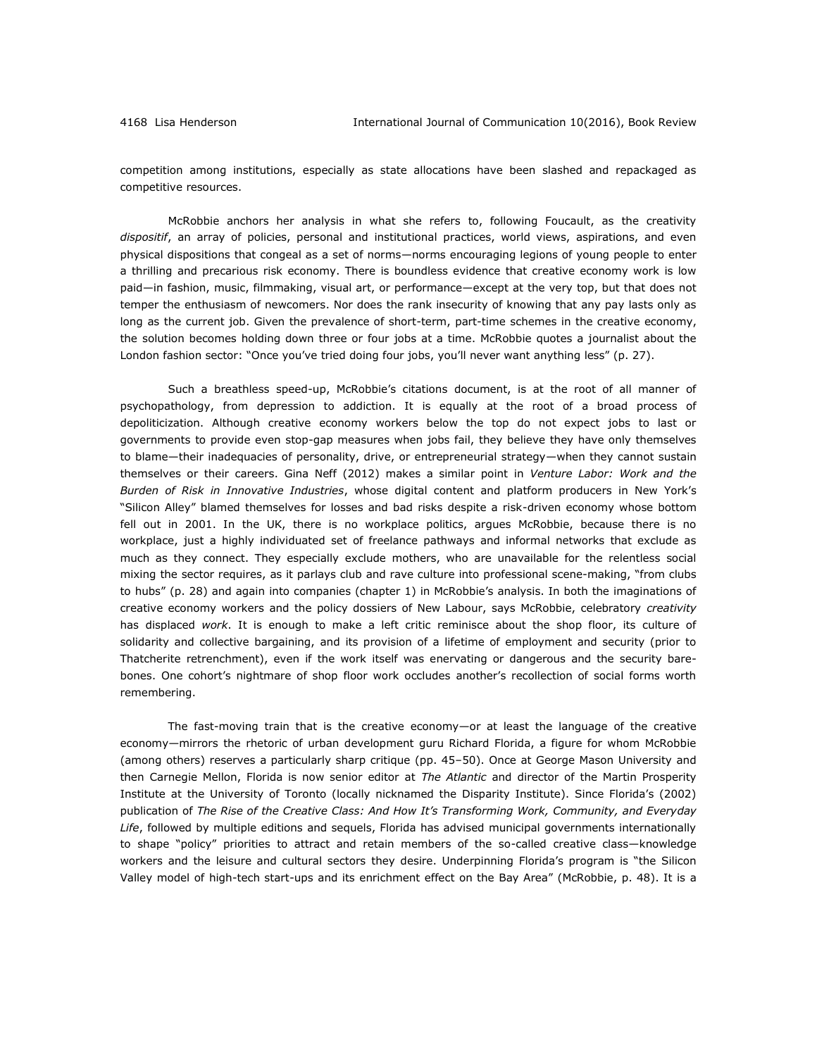competition among institutions, especially as state allocations have been slashed and repackaged as competitive resources.

McRobbie anchors her analysis in what she refers to, following Foucault, as the creativity *dispositif*, an array of policies, personal and institutional practices, world views, aspirations, and even physical dispositions that congeal as a set of norms—norms encouraging legions of young people to enter a thrilling and precarious risk economy. There is boundless evidence that creative economy work is low paid—in fashion, music, filmmaking, visual art, or performance—except at the very top, but that does not temper the enthusiasm of newcomers. Nor does the rank insecurity of knowing that any pay lasts only as long as the current job. Given the prevalence of short-term, part-time schemes in the creative economy, the solution becomes holding down three or four jobs at a time. McRobbie quotes a journalist about the London fashion sector: "Once you've tried doing four jobs, you'll never want anything less" (p. 27).

Such a breathless speed-up, McRobbie's citations document, is at the root of all manner of psychopathology, from depression to addiction. It is equally at the root of a broad process of depoliticization. Although creative economy workers below the top do not expect jobs to last or governments to provide even stop-gap measures when jobs fail, they believe they have only themselves to blame—their inadequacies of personality, drive, or entrepreneurial strategy—when they cannot sustain themselves or their careers. Gina Neff (2012) makes a similar point in *Venture Labor: Work and the Burden of Risk in Innovative Industries*, whose digital content and platform producers in New York's "Silicon Alley" blamed themselves for losses and bad risks despite a risk-driven economy whose bottom fell out in 2001. In the UK, there is no workplace politics, argues McRobbie, because there is no workplace, just a highly individuated set of freelance pathways and informal networks that exclude as much as they connect. They especially exclude mothers, who are unavailable for the relentless social mixing the sector requires, as it parlays club and rave culture into professional scene-making, "from clubs to hubs" (p. 28) and again into companies (chapter 1) in McRobbie's analysis. In both the imaginations of creative economy workers and the policy dossiers of New Labour, says McRobbie, celebratory *creativity* has displaced *work*. It is enough to make a left critic reminisce about the shop floor, its culture of solidarity and collective bargaining, and its provision of a lifetime of employment and security (prior to Thatcherite retrenchment), even if the work itself was enervating or dangerous and the security bare-bones. One cohort's nightmare of shop floor work occludes another's recollection of social forms worth remembering.

The fast-moving train that is the creative economy—or at least the language of the creative economy—mirrors the rhetoric of urban development guru Richard Florida, a figure for whom McRobbie (among others) reserves a particularly sharp critique (pp. 45–50). Once at George Mason University and then Carnegie Mellon, Florida is now senior editor at *The Atlantic* and director of the Martin Prosperity Institute at the University of Toronto (locally nicknamed the Disparity Institute). Since Florida's (2002) publication of *The Rise of the Creative Class: And How It's Transforming Work, Community, and Everyday Life*, followed by multiple editions and sequels, Florida has advised municipal governments internationally to shape "policy" priorities to attract and retain members of the so-called creative class—knowledge workers and the leisure and cultural sectors they desire. Underpinning Florida's program is "the Silicon Valley model of high-tech start-ups and its enrichment effect on the Bay Area" (McRobbie, p. 48). It is a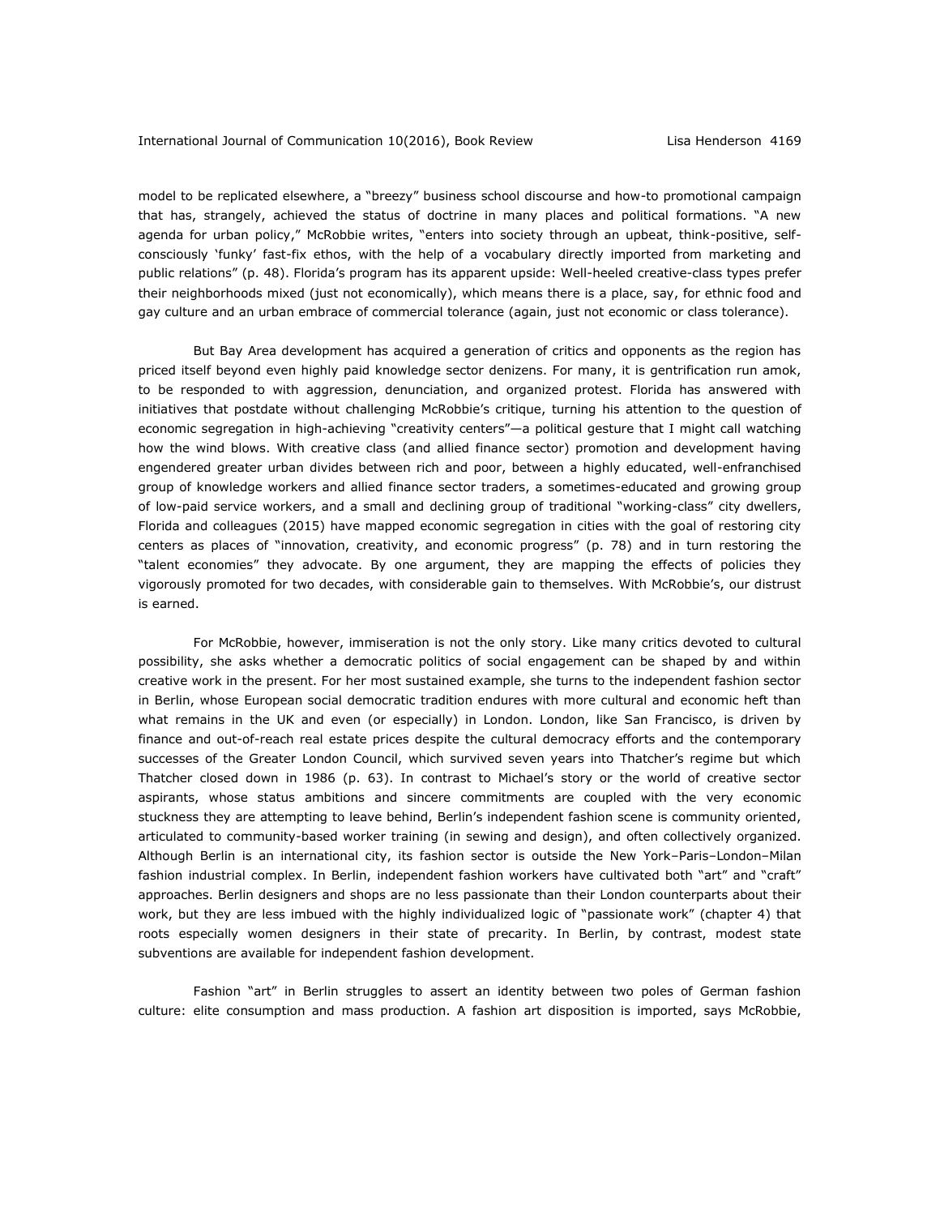model to be replicated elsewhere, a "breezy" business school discourse and how-to promotional campaign that has, strangely, achieved the status of doctrine in many places and political formations. "A new agenda for urban policy," McRobbie writes, "enters into society through an upbeat, think-positive, self-consciously 'funky' fast-fix ethos, with the help of a vocabulary directly imported from marketing and public relations" (p. 48). Florida's program has its apparent upside: Well-heeled creative-class types prefer their neighborhoods mixed (just not economically), which means there is a place, say, for ethnic food and gay culture and an urban embrace of commercial tolerance (again, just not economic or class tolerance).

But Bay Area development has acquired a generation of critics and opponents as the region has priced itself beyond even highly paid knowledge sector denizens. For many, it is gentrification run amok, to be responded to with aggression, denunciation, and organized protest. Florida has answered with initiatives that postdate without challenging McRobbie's critique, turning his attention to the question of economic segregation in high-achieving "creativity centers"—a political gesture that I might call watching how the wind blows. With creative class (and allied finance sector) promotion and development having engendered greater urban divides between rich and poor, between a highly educated, well-enfranchised group of knowledge workers and allied finance sector traders, a sometimes-educated and growing group of low-paid service workers, and a small and declining group of traditional "working-class" city dwellers, Florida and colleagues (2015) have mapped economic segregation in cities with the goal of restoring city centers as places of "innovation, creativity, and economic progress" (p. 78) and in turn restoring the "talent economies" they advocate. By one argument, they are mapping the effects of policies they vigorously promoted for two decades, with considerable gain to themselves. With McRobbie's, our distrust is earned.

For McRobbie, however, immiseration is not the only story. Like many critics devoted to cultural possibility, she asks whether a democratic politics of social engagement can be shaped by and within creative work in the present. For her most sustained example, she turns to the independent fashion sector in Berlin, whose European social democratic tradition endures with more cultural and economic heft than what remains in the UK and even (or especially) in London. London, like San Francisco, is driven by finance and out-of-reach real estate prices despite the cultural democracy efforts and the contemporary successes of the Greater London Council, which survived seven years into Thatcher's regime but which Thatcher closed down in 1986 (p. 63). In contrast to Michael's story or the world of creative sector aspirants, whose status ambitions and sincere commitments are coupled with the very economic stuckness they are attempting to leave behind, Berlin's independent fashion scene is community oriented, articulated to community-based worker training (in sewing and design), and often collectively organized. Although Berlin is an international city, its fashion sector is outside the New York–Paris–London–Milan fashion industrial complex. In Berlin, independent fashion workers have cultivated both "art" and "craft" approaches. Berlin designers and shops are no less passionate than their London counterparts about their work, but they are less imbued with the highly individualized logic of "passionate work" (chapter 4) that roots especially women designers in their state of precarity. In Berlin, by contrast, modest state subventions are available for independent fashion development.

Fashion "art" in Berlin struggles to assert an identity between two poles of German fashion culture: elite consumption and mass production. A fashion art disposition is imported, says McRobbie,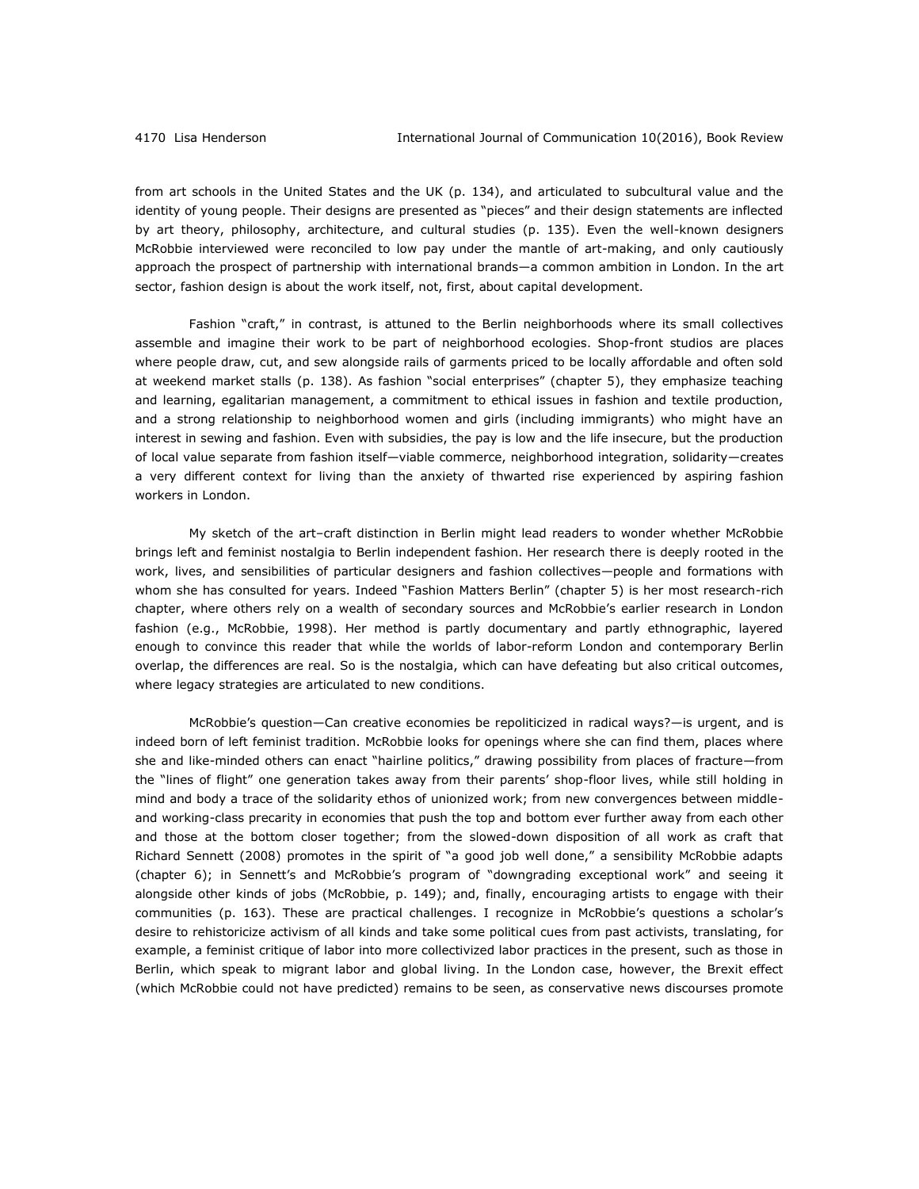from art schools in the United States and the UK (p. 134), and articulated to subcultural value and the identity of young people. Their designs are presented as "pieces" and their design statements are inflected by art theory, philosophy, architecture, and cultural studies (p. 135). Even the well-known designers McRobbie interviewed were reconciled to low pay under the mantle of art-making, and only cautiously approach the prospect of partnership with international brands—a common ambition in London. In the art sector, fashion design is about the work itself, not, first, about capital development.

Fashion "craft," in contrast, is attuned to the Berlin neighborhoods where its small collectives assemble and imagine their work to be part of neighborhood ecologies. Shop-front studios are places where people draw, cut, and sew alongside rails of garments priced to be locally affordable and often sold at weekend market stalls (p. 138). As fashion "social enterprises" (chapter 5), they emphasize teaching and learning, egalitarian management, a commitment to ethical issues in fashion and textile production, and a strong relationship to neighborhood women and girls (including immigrants) who might have an interest in sewing and fashion. Even with subsidies, the pay is low and the life insecure, but the production of local value separate from fashion itself—viable commerce, neighborhood integration, solidarity—creates a very different context for living than the anxiety of thwarted rise experienced by aspiring fashion workers in London.

My sketch of the art–craft distinction in Berlin might lead readers to wonder whether McRobbie brings left and feminist nostalgia to Berlin independent fashion. Her research there is deeply rooted in the work, lives, and sensibilities of particular designers and fashion collectives—people and formations with whom she has consulted for years. Indeed "Fashion Matters Berlin" (chapter 5) is her most research-rich chapter, where others rely on a wealth of secondary sources and McRobbie's earlier research in London fashion (e.g., McRobbie, 1998). Her method is partly documentary and partly ethnographic, layered enough to convince this reader that while the worlds of labor-reform London and contemporary Berlin overlap, the differences are real. So is the nostalgia, which can have defeating but also critical outcomes, where legacy strategies are articulated to new conditions.

McRobbie's question—Can creative economies be repoliticized in radical ways?—is urgent, and is indeed born of left feminist tradition. McRobbie looks for openings where she can find them, places where she and like-minded others can enact "hairline politics," drawing possibility from places of fracture—from the "lines of flight" one generation takes away from their parents' shop-floor lives, while still holding in mind and body a trace of the solidarity ethos of unionized work; from new convergences between middle- and working-class precarity in economies that push the top and bottom ever further away from each other and those at the bottom closer together; from the slowed-down disposition of all work as craft that Richard Sennett (2008) promotes in the spirit of "a good job well done," a sensibility McRobbie adapts (chapter 6); in Sennett's and McRobbie's program of "downgrading exceptional work" and seeing it alongside other kinds of jobs (McRobbie, p. 149); and, finally, encouraging artists to engage with their communities (p. 163). These are practical challenges. I recognize in McRobbie's questions a scholar's desire to rehistoricize activism of all kinds and take some political cues from past activists, translating, for example, a feminist critique of labor into more collectivized labor practices in the present, such as those in Berlin, which speak to migrant labor and global living. In the London case, however, the Brexit effect (which McRobbie could not have predicted) remains to be seen, as conservative news discourses promote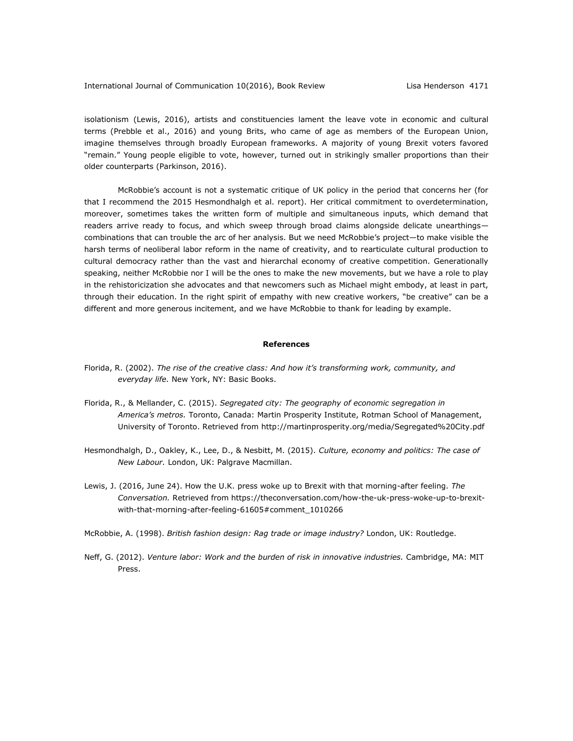isolationism (Lewis, 2016), artists and constituencies lament the leave vote in economic and cultural terms (Prebble et al., 2016) and young Brits, who came of age as members of the European Union, imagine themselves through broadly European frameworks. A majority of young Brexit voters favored "remain." Young people eligible to vote, however, turned out in strikingly smaller proportions than their older counterparts (Parkinson, 2016).

McRobbie's account is not a systematic critique of UK policy in the period that concerns her (for that I recommend the 2015 Hesmondhalgh et al. report). Her critical commitment to overdetermination, moreover, sometimes takes the written form of multiple and simultaneous inputs, which demand that readers arrive ready to focus, and which sweep through broad claims alongside delicate unearthings—combinations that can trouble the arc of her analysis. But we need McRobbie's project—to make visible the harsh terms of neoliberal labor reform in the name of creativity, and to rearticulate cultural production to cultural democracy rather than the vast and hierarchal economy of creative competition. Generationally speaking, neither McRobbie nor I will be the ones to make the new movements, but we have a role to play in the rehistoricization she advocates and that newcomers such as Michael might embody, at least in part, through their education. In the right spirit of empathy with new creative workers, "be creative" can be a different and more generous incitement, and we have McRobbie to thank for leading by example.

## References

Florida, R. (2002). *The rise of the creative class: And how it's transforming work, community, and everyday life.* New York, NY: Basic Books.

Florida, R., & Mellander, C. (2015). *Segregated city: The geography of economic segregation in America's metros.* Toronto, Canada: Martin Prosperity Institute, Rotman School of Management, University of Toronto. Retrieved from http://martinprosperity.org/media/Segregated%20City.pdf

Hesmondhalgh, D., Oakley, K., Lee, D., & Nesbitt, M. (2015). *Culture, economy and politics: The case of New Labour.* London, UK: Palgrave Macmillan.

Lewis, J. (2016, June 24). How the U.K. press woke up to Brexit with that morning-after feeling. *The Conversation.* Retrieved from https://theconversation.com/how-the-uk-press-woke-up-to-brexit-with-that-morning-after-feeling-61605#comment_1010266

McRobbie, A. (1998). *British fashion design: Rag trade or image industry?* London, UK: Routledge.

Neff, G. (2012). *Venture labor: Work and the burden of risk in innovative industries.* Cambridge, MA: MIT Press.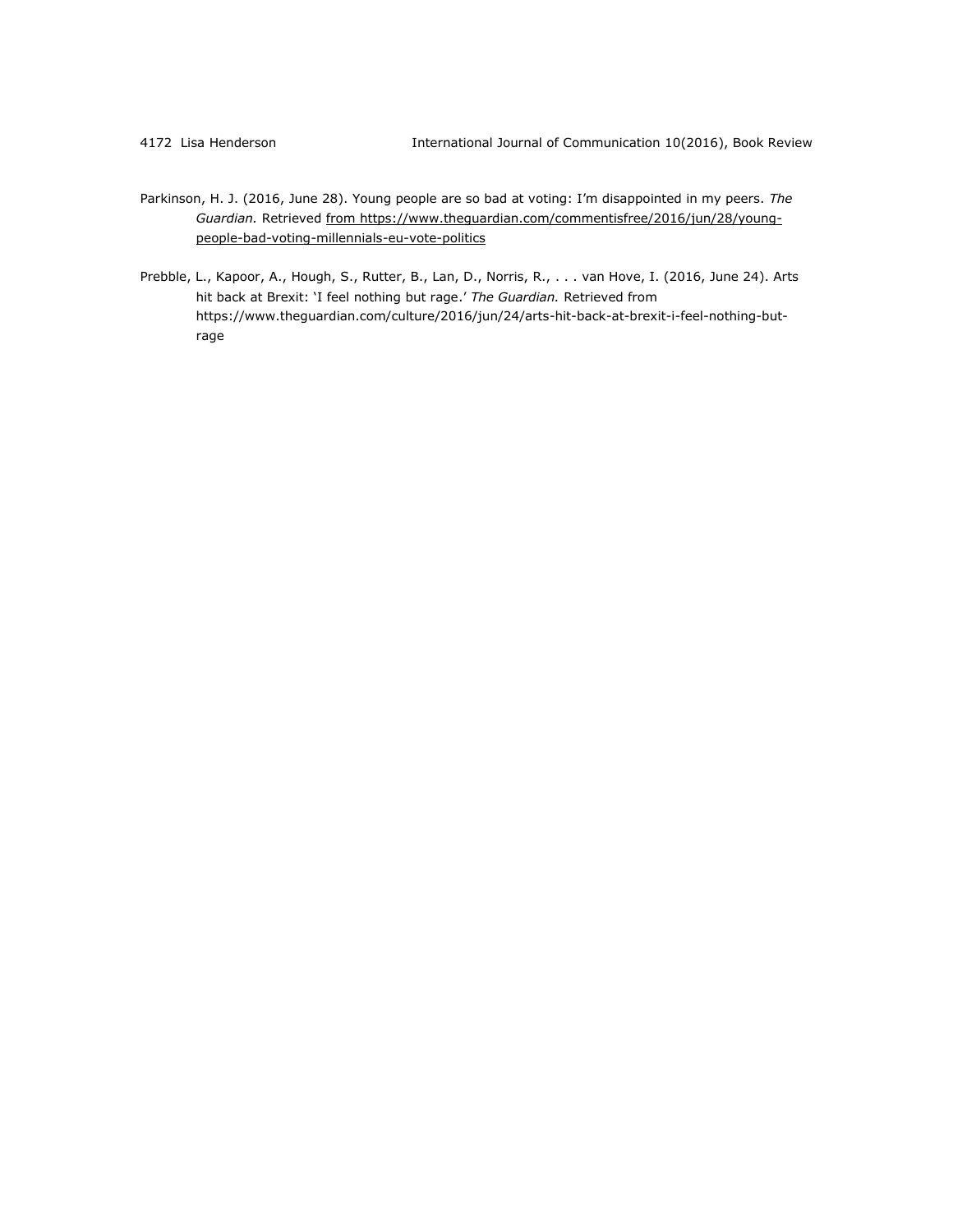Parkinson, H. J. (2016, June 28). Young people are so bad at voting: I'm disappointed in my peers. *The Guardian.* Retrieved from https://www.theguardian.com/commentisfree/2016/jun/28/young-people-bad-voting-millennials-eu-vote-politics

Prebble, L., Kapoor, A., Hough, S., Rutter, B., Lan, D., Norris, R., . . . van Hove, I. (2016, June 24). Arts hit back at Brexit: 'I feel nothing but rage.' *The Guardian.* Retrieved from https://www.theguardian.com/culture/2016/jun/24/arts-hit-back-at-brexit-i-feel-nothing-but-rage